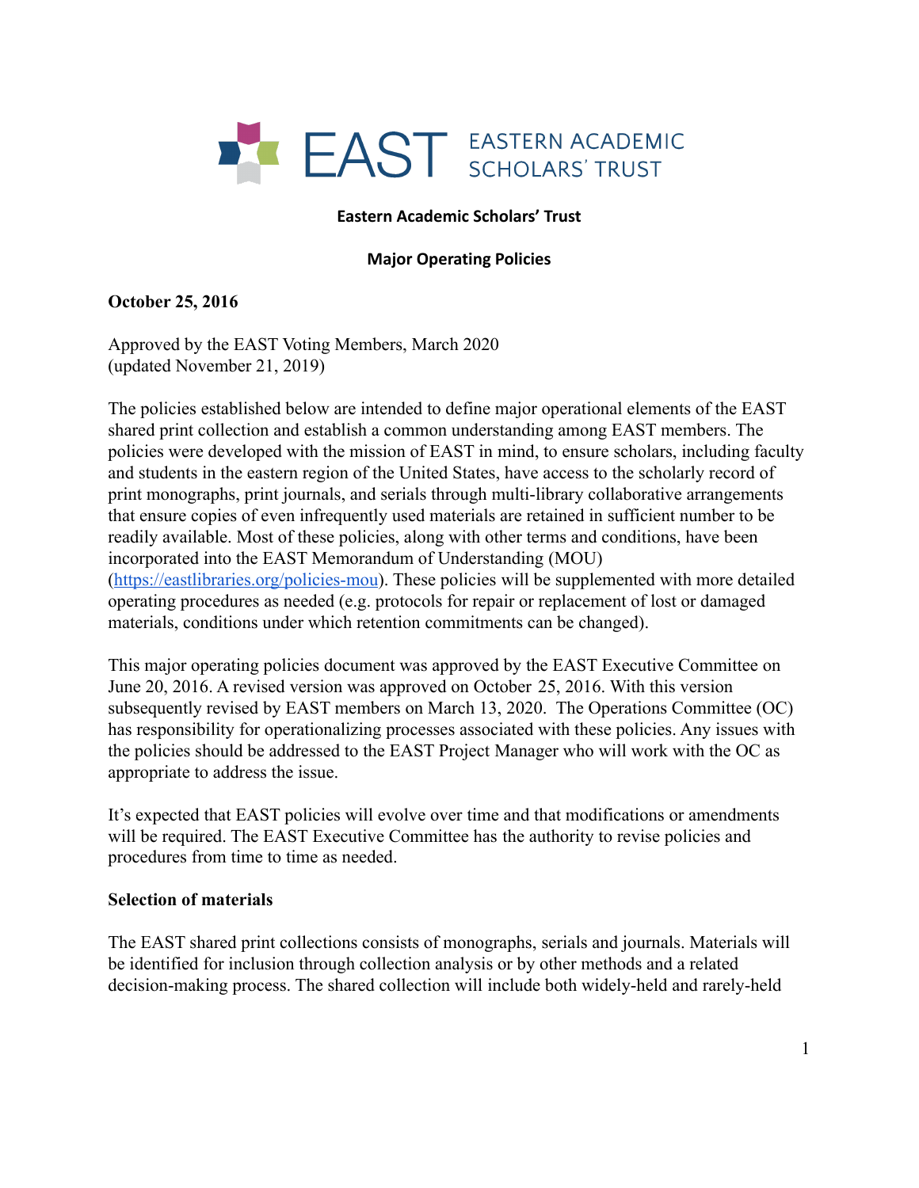EAST EASTERN ACADEMIC SCHOLARS' TRUST

# Eastern Academic Scholars' Trust

## Major Operating Policies

**October 25, 2016**

Approved by the EAST Voting Members, March 2020
(updated November 21, 2019)

The policies established below are intended to define major operational elements of the EAST shared print collection and establish a common understanding among EAST members. The policies were developed with the mission of EAST in mind, to ensure scholars, including faculty and students in the eastern region of the United States, have access to the scholarly record of print monographs, print journals, and serials through multi-library collaborative arrangements that ensure copies of even infrequently used materials are retained in sufficient number to be readily available. Most of these policies, along with other terms and conditions, have been incorporated into the EAST Memorandum of Understanding (MOU) ([https://eastlibraries.org/policies-mou](https://eastlibraries.org/policies-mou)). These policies will be supplemented with more detailed operating procedures as needed (e.g. protocols for repair or replacement of lost or damaged materials, conditions under which retention commitments can be changed).

This major operating policies document was approved by the EAST Executive Committee on June 20, 2016. A revised version was approved on October 25, 2016. With this version subsequently revised by EAST members on March 13, 2020. The Operations Committee (OC) has responsibility for operationalizing processes associated with these policies. Any issues with the policies should be addressed to the EAST Project Manager who will work with the OC as appropriate to address the issue.

It's expected that EAST policies will evolve over time and that modifications or amendments will be required. The EAST Executive Committee has the authority to revise policies and procedures from time to time as needed.

### Selection of materials

The EAST shared print collections consists of monographs, serials and journals. Materials will be identified for inclusion through collection analysis or by other methods and a related decision-making process. The shared collection will include both widely-held and rarely-held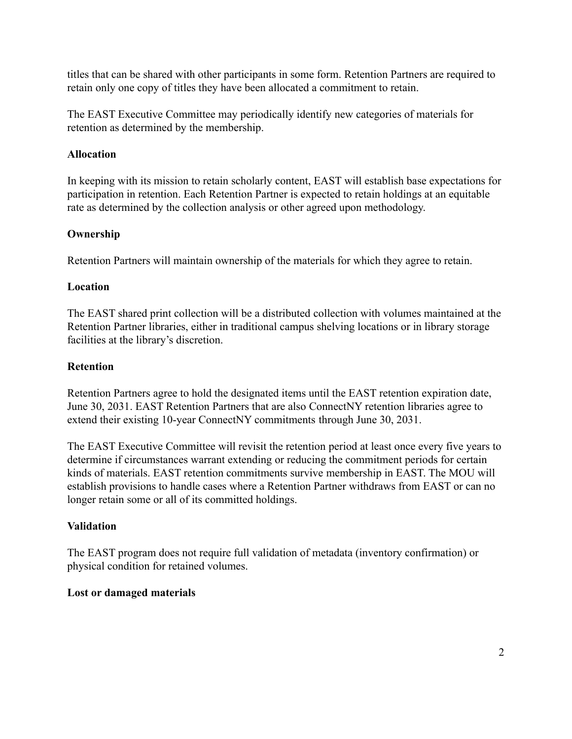titles that can be shared with other participants in some form. Retention Partners are required to retain only one copy of titles they have been allocated a commitment to retain.

The EAST Executive Committee may periodically identify new categories of materials for retention as determined by the membership.

**Allocation**

In keeping with its mission to retain scholarly content, EAST will establish base expectations for participation in retention. Each Retention Partner is expected to retain holdings at an equitable rate as determined by the collection analysis or other agreed upon methodology.

**Ownership**

Retention Partners will maintain ownership of the materials for which they agree to retain.

**Location**

The EAST shared print collection will be a distributed collection with volumes maintained at the Retention Partner libraries, either in traditional campus shelving locations or in library storage facilities at the library's discretion.

**Retention**

Retention Partners agree to hold the designated items until the EAST retention expiration date, June 30, 2031. EAST Retention Partners that are also ConnectNY retention libraries agree to extend their existing 10-year ConnectNY commitments through June 30, 2031.

The EAST Executive Committee will revisit the retention period at least once every five years to determine if circumstances warrant extending or reducing the commitment periods for certain kinds of materials. EAST retention commitments survive membership in EAST. The MOU will establish provisions to handle cases where a Retention Partner withdraws from EAST or can no longer retain some or all of its committed holdings.

**Validation**

The EAST program does not require full validation of metadata (inventory confirmation) or physical condition for retained volumes.

**Lost or damaged materials**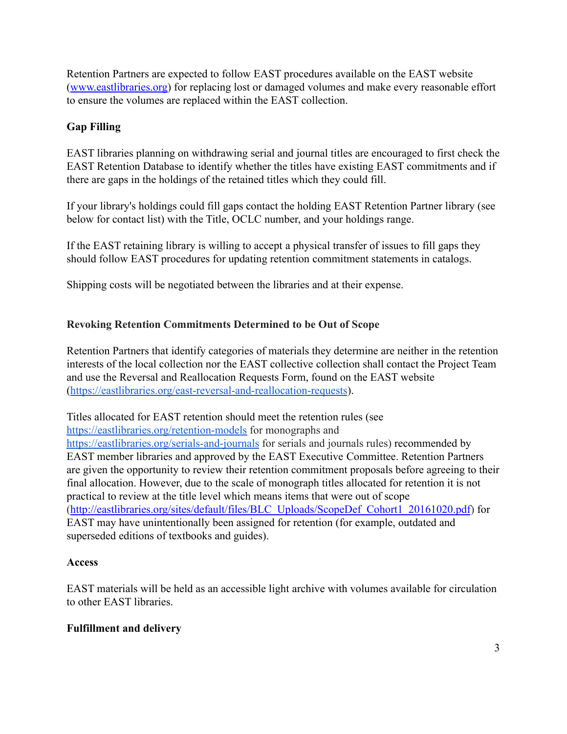Retention Partners are expected to follow EAST procedures available on the EAST website ([www.eastlibraries.org](http://www.eastlibraries.org)) for replacing lost or damaged volumes and make every reasonable effort to ensure the volumes are replaced within the EAST collection.

**Gap Filling**

EAST libraries planning on withdrawing serial and journal titles are encouraged to first check the EAST Retention Database to identify whether the titles have existing EAST commitments and if there are gaps in the holdings of the retained titles which they could fill.

If your library's holdings could fill gaps contact the holding EAST Retention Partner library (see below for contact list) with the Title, OCLC number, and your holdings range.

If the EAST retaining library is willing to accept a physical transfer of issues to fill gaps they should follow EAST procedures for updating retention commitment statements in catalogs.

Shipping costs will be negotiated between the libraries and at their expense.

**Revoking Retention Commitments Determined to be Out of Scope**

Retention Partners that identify categories of materials they determine are neither in the retention interests of the local collection nor the EAST collective collection shall contact the Project Team and use the Reversal and Reallocation Requests Form, found on the EAST website ([https://eastlibraries.org/east-reversal-and-reallocation-requests](https://eastlibraries.org/east-reversal-and-reallocation-requests)).

Titles allocated for EAST retention should meet the retention rules (see [https://eastlibraries.org/retention-models](https://eastlibraries.org/retention-models) for monographs and [https://eastlibraries.org/serials-and-journals](https://eastlibraries.org/serials-and-journals) for serials and journals rules) recommended by EAST member libraries and approved by the EAST Executive Committee. Retention Partners are given the opportunity to review their retention commitment proposals before agreeing to their final allocation. However, due to the scale of monograph titles allocated for retention it is not practical to review at the title level which means items that were out of scope ([http://eastlibraries.org/sites/default/files/BLC_Uploads/ScopeDef_Cohort1_20161020.pdf](http://eastlibraries.org/sites/default/files/BLC_Uploads/ScopeDef_Cohort1_20161020.pdf)) for EAST may have unintentionally been assigned for retention (for example, outdated and superseded editions of textbooks and guides).

**Access**

EAST materials will be held as an accessible light archive with volumes available for circulation to other EAST libraries.

**Fulfillment and delivery**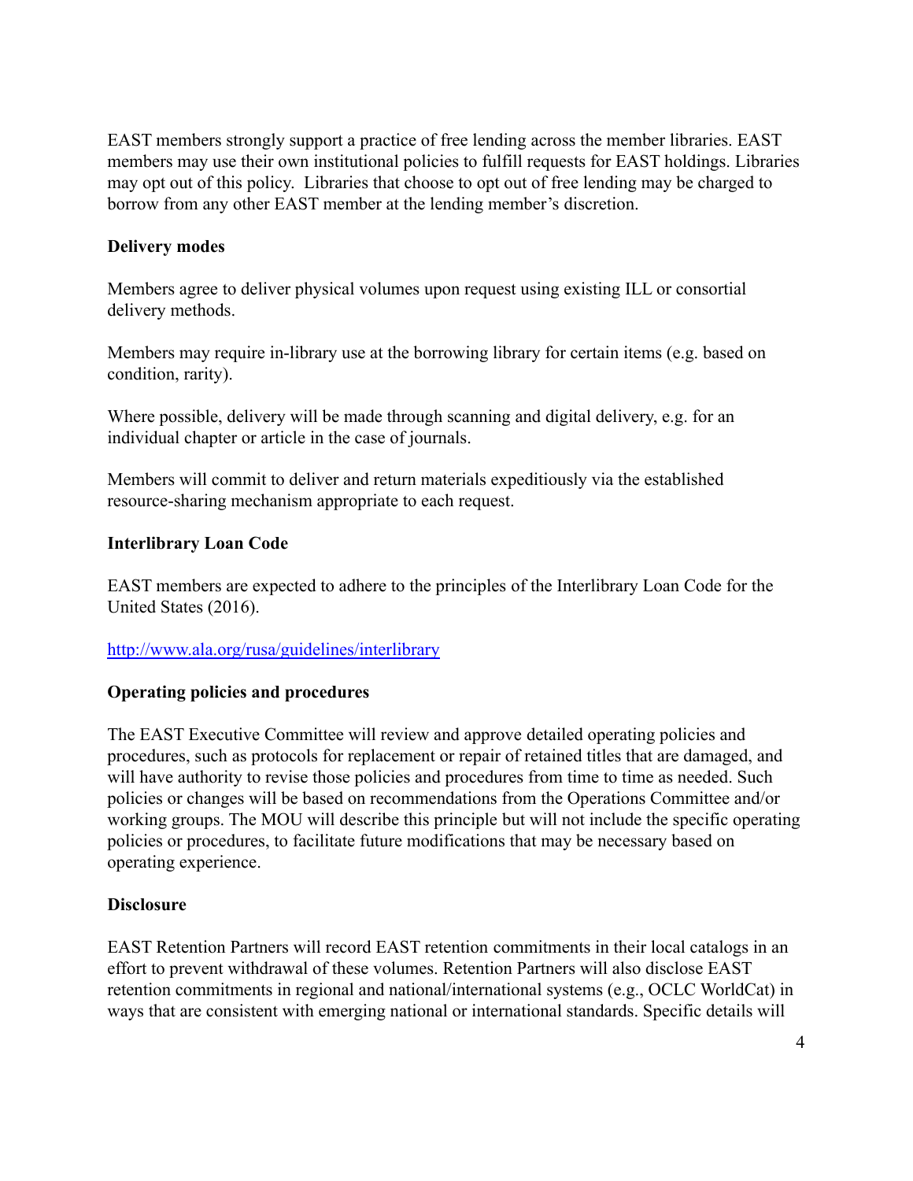EAST members strongly support a practice of free lending across the member libraries. EAST members may use their own institutional policies to fulfill requests for EAST holdings. Libraries may opt out of this policy. Libraries that choose to opt out of free lending may be charged to borrow from any other EAST member at the lending member's discretion.

**Delivery modes**

Members agree to deliver physical volumes upon request using existing ILL or consortial delivery methods.

Members may require in-library use at the borrowing library for certain items (e.g. based on condition, rarity).

Where possible, delivery will be made through scanning and digital delivery, e.g. for an individual chapter or article in the case of journals.

Members will commit to deliver and return materials expeditiously via the established resource-sharing mechanism appropriate to each request.

**Interlibrary Loan Code**

EAST members are expected to adhere to the principles of the Interlibrary Loan Code for the United States (2016).

[http://www.ala.org/rusa/guidelines/interlibrary](http://www.ala.org/rusa/guidelines/interlibrary)

**Operating policies and procedures**

The EAST Executive Committee will review and approve detailed operating policies and procedures, such as protocols for replacement or repair of retained titles that are damaged, and will have authority to revise those policies and procedures from time to time as needed. Such policies or changes will be based on recommendations from the Operations Committee and/or working groups. The MOU will describe this principle but will not include the specific operating policies or procedures, to facilitate future modifications that may be necessary based on operating experience.

**Disclosure**

EAST Retention Partners will record EAST retention commitments in their local catalogs in an effort to prevent withdrawal of these volumes. Retention Partners will also disclose EAST retention commitments in regional and national/international systems (e.g., OCLC WorldCat) in ways that are consistent with emerging national or international standards. Specific details will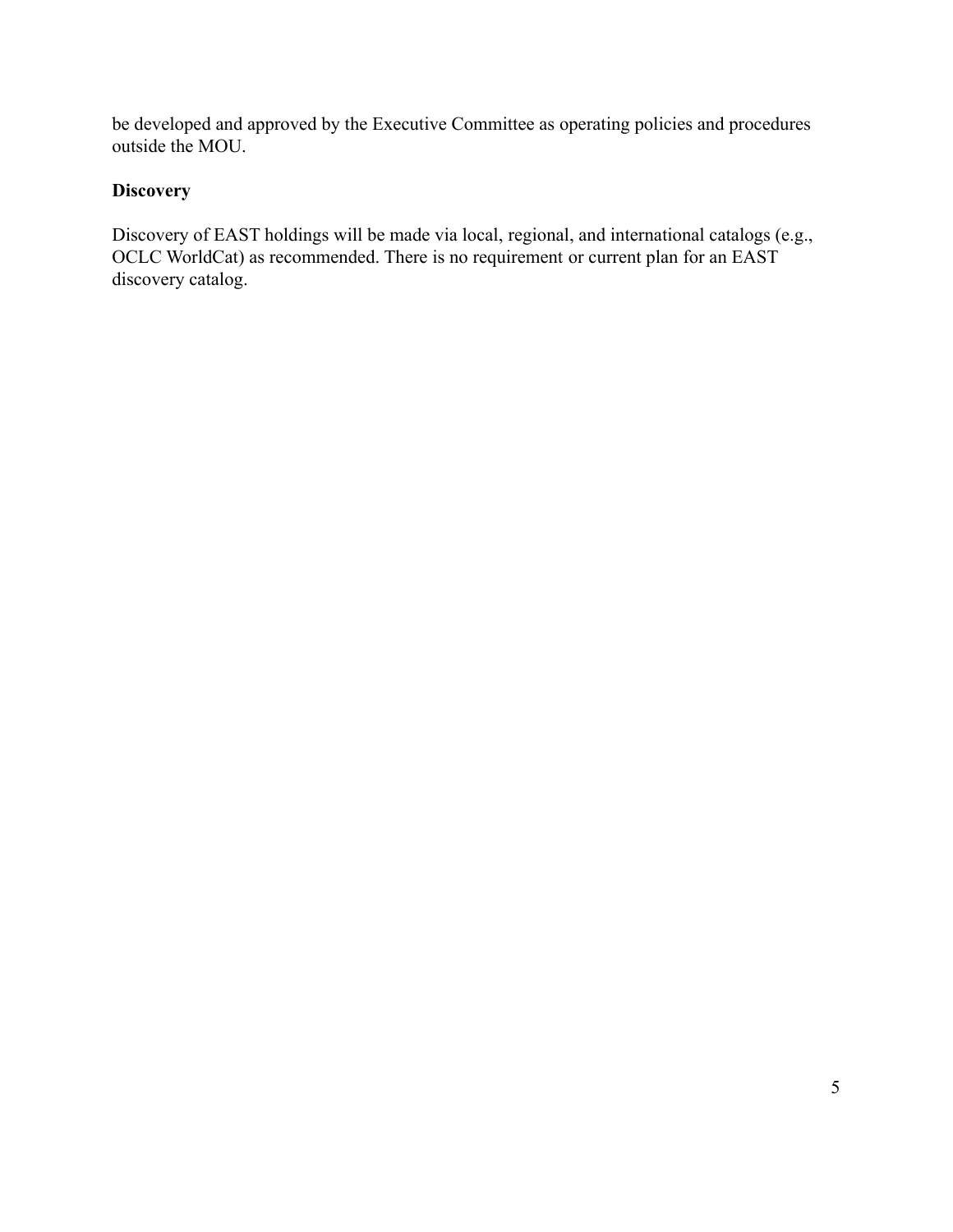be developed and approved by the Executive Committee as operating policies and procedures outside the MOU.

**Discovery**

Discovery of EAST holdings will be made via local, regional, and international catalogs (e.g., OCLC WorldCat) as recommended. There is no requirement or current plan for an EAST discovery catalog.